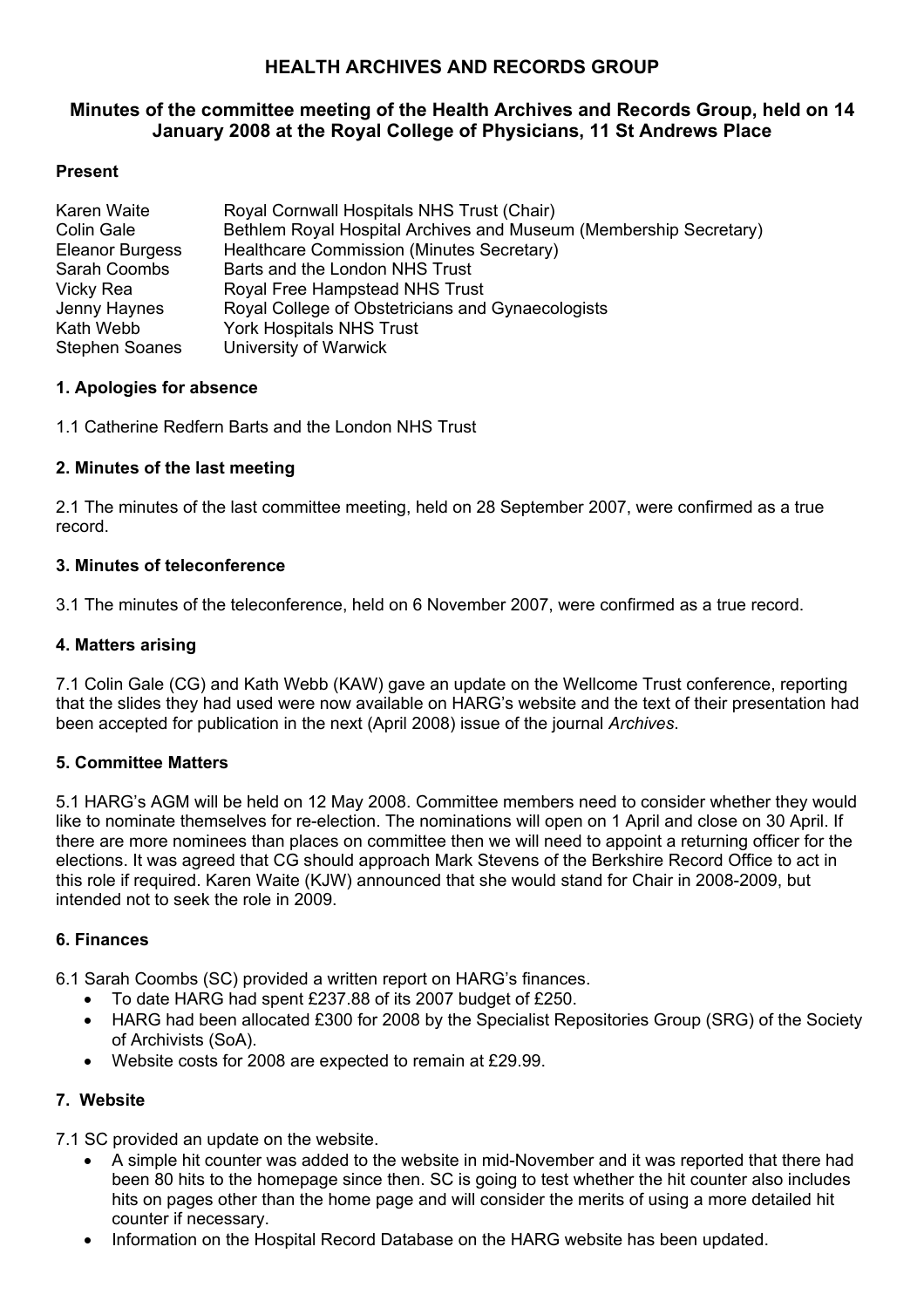# HEALTH ARCHIVES AND RECORDS GROUP

## Minutes of the committee meeting of the Health Archives and Records Group, held on 14 January 2008 at the Royal College of Physicians, 11 St Andrews Place

### Present

| | |
|---|---|
| Karen Waite | Royal Cornwall Hospitals NHS Trust (Chair) |
| Colin Gale | Bethlem Royal Hospital Archives and Museum (Membership Secretary) |
| Eleanor Burgess | Healthcare Commission (Minutes Secretary) |
| Sarah Coombs | Barts and the London NHS Trust |
| Vicky Rea | Royal Free Hampstead NHS Trust |
| Jenny Haynes | Royal College of Obstetricians and Gynaecologists |
| Kath Webb | York Hospitals NHS Trust |
| Stephen Soanes | University of Warwick |

### 1. Apologies for absence

1.1 Catherine Redfern Barts and the London NHS Trust

### 2. Minutes of the last meeting

2.1 The minutes of the last committee meeting, held on 28 September 2007, were confirmed as a true record.

### 3. Minutes of teleconference

3.1 The minutes of the teleconference, held on 6 November 2007, were confirmed as a true record.

### 4. Matters arising

7.1 Colin Gale (CG) and Kath Webb (KAW) gave an update on the Wellcome Trust conference, reporting that the slides they had used were now available on HARG's website and the text of their presentation had been accepted for publication in the next (April 2008) issue of the journal *Archives*.

### 5. Committee Matters

5.1 HARG's AGM will be held on 12 May 2008. Committee members need to consider whether they would like to nominate themselves for re-election. The nominations will open on 1 April and close on 30 April. If there are more nominees than places on committee then we will need to appoint a returning officer for the elections. It was agreed that CG should approach Mark Stevens of the Berkshire Record Office to act in this role if required. Karen Waite (KJW) announced that she would stand for Chair in 2008-2009, but intended not to seek the role in 2009.

### 6. Finances

6.1 Sarah Coombs (SC) provided a written report on HARG's finances.

- To date HARG had spent £237.88 of its 2007 budget of £250.
- HARG had been allocated £300 for 2008 by the Specialist Repositories Group (SRG) of the Society of Archivists (SoA).
- Website costs for 2008 are expected to remain at £29.99.

### 7. Website

7.1 SC provided an update on the website.

- A simple hit counter was added to the website in mid-November and it was reported that there had been 80 hits to the homepage since then. SC is going to test whether the hit counter also includes hits on pages other than the home page and will consider the merits of using a more detailed hit counter if necessary.
- Information on the Hospital Record Database on the HARG website has been updated.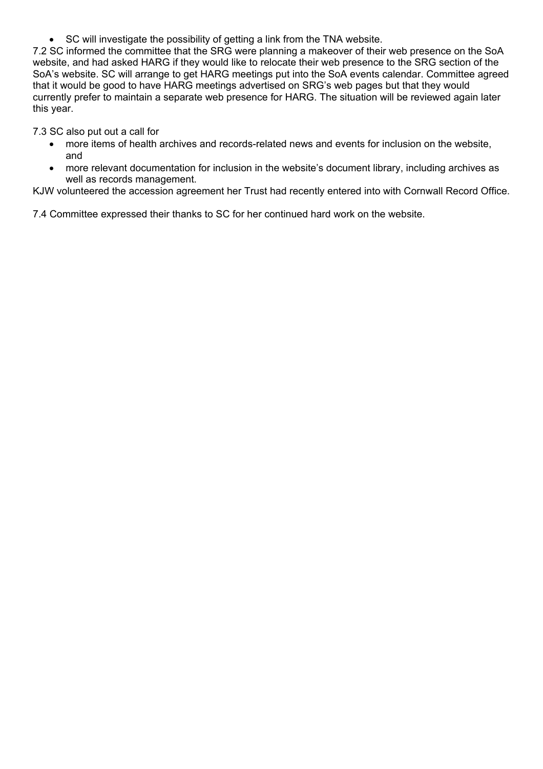- SC will investigate the possibility of getting a link from the TNA website.

7.2 SC informed the committee that the SRG were planning a makeover of their web presence on the SoA website, and had asked HARG if they would like to relocate their web presence to the SRG section of the SoA's website. SC will arrange to get HARG meetings put into the SoA events calendar. Committee agreed that it would be good to have HARG meetings advertised on SRG's web pages but that they would currently prefer to maintain a separate web presence for HARG. The situation will be reviewed again later this year.

7.3 SC also put out a call for

- more items of health archives and records-related news and events for inclusion on the website, and
- more relevant documentation for inclusion in the website's document library, including archives as well as records management.

KJW volunteered the accession agreement her Trust had recently entered into with Cornwall Record Office.

7.4 Committee expressed their thanks to SC for her continued hard work on the website.